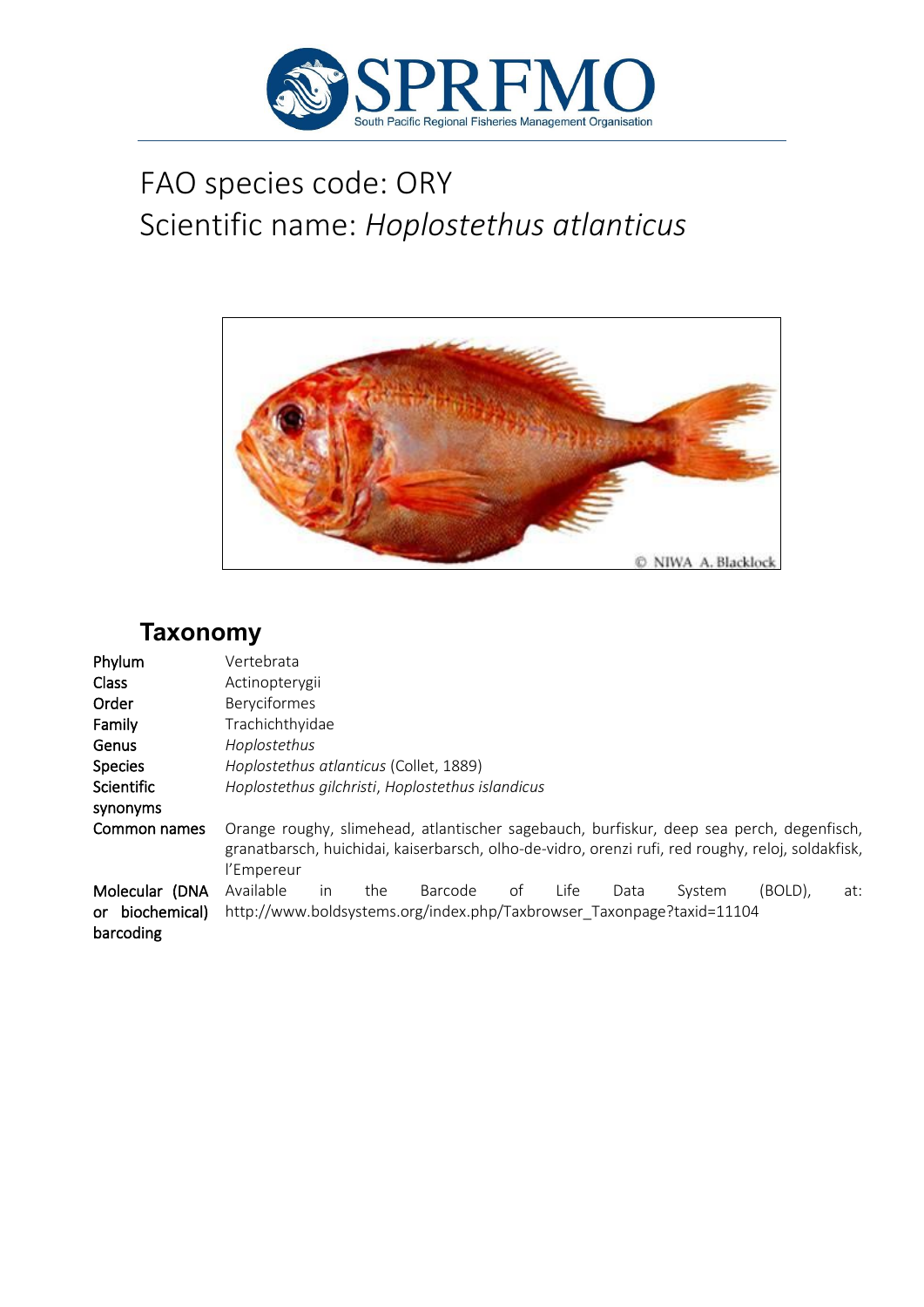# FAO species code: ORY
# Scientific name: *Hoplostethus atlanticus*

## Taxonomy

| | |
|---|---|
| Phylum | Vertebrata |
| Class | Actinopterygii |
| Order | Beryciformes |
| Family | Trachichthyidae |
| Genus | *Hoplostethus* |
| Species | *Hoplostethus atlanticus* (Collet, 1889) |
| Scientific synonyms | *Hoplostethus gilchristi*, *Hoplostethus islandicus* |
| Common names | Orange roughy, slimehead, atlantischer sagebauch, burfiskur, deep sea perch, degenfisch, granatbarsch, huichidai, kaiserbarsch, olho-de-vidro, orenzi rufi, red roughy, reloj, soldakfisk, l'Empereur |
| Molecular (DNA or biochemical) barcoding | Available in the Barcode of Life Data System (BOLD), at: http://www.boldsystems.org/index.php/Taxbrowser_Taxonpage?taxid=11104 |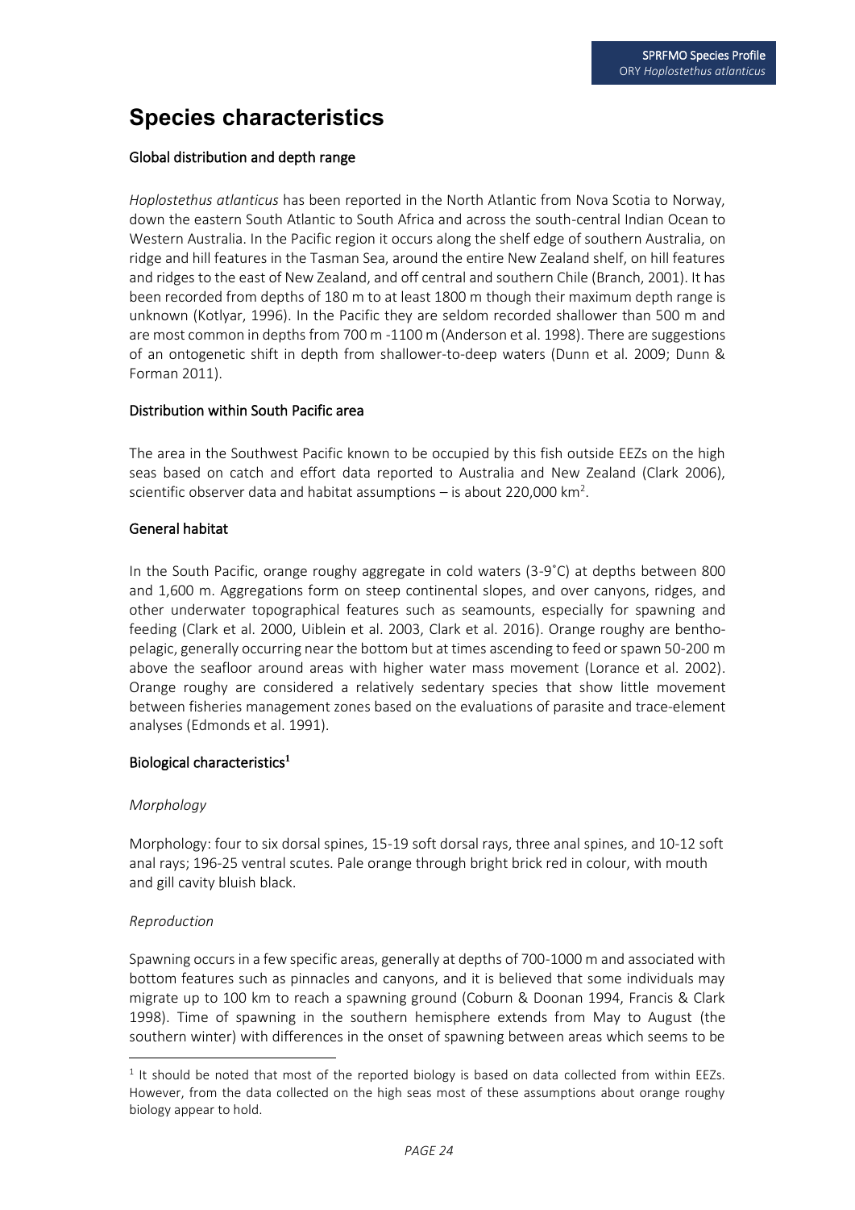# Species characteristics

## Global distribution and depth range

*Hoplostethus atlanticus* has been reported in the North Atlantic from Nova Scotia to Norway, down the eastern South Atlantic to South Africa and across the south-central Indian Ocean to Western Australia. In the Pacific region it occurs along the shelf edge of southern Australia, on ridge and hill features in the Tasman Sea, around the entire New Zealand shelf, on hill features and ridges to the east of New Zealand, and off central and southern Chile (Branch, 2001). It has been recorded from depths of 180 m to at least 1800 m though their maximum depth range is unknown (Kotlyar, 1996). In the Pacific they are seldom recorded shallower than 500 m and are most common in depths from 700 m -1100 m (Anderson et al. 1998). There are suggestions of an ontogenetic shift in depth from shallower-to-deep waters (Dunn et al. 2009; Dunn & Forman 2011).

## Distribution within South Pacific area

The area in the Southwest Pacific known to be occupied by this fish outside EEZs on the high seas based on catch and effort data reported to Australia and New Zealand (Clark 2006), scientific observer data and habitat assumptions – is about 220,000 km$^2$.

## General habitat

In the South Pacific, orange roughy aggregate in cold waters (3-9˚C) at depths between 800 and 1,600 m. Aggregations form on steep continental slopes, and over canyons, ridges, and other underwater topographical features such as seamounts, especially for spawning and feeding (Clark et al. 2000, Uiblein et al. 2003, Clark et al. 2016). Orange roughy are bentho-pelagic, generally occurring near the bottom but at times ascending to feed or spawn 50-200 m above the seafloor around areas with higher water mass movement (Lorance et al. 2002). Orange roughy are considered a relatively sedentary species that show little movement between fisheries management zones based on the evaluations of parasite and trace-element analyses (Edmonds et al. 1991).

## Biological characteristics[1]

### *Morphology*

Morphology: four to six dorsal spines, 15-19 soft dorsal rays, three anal spines, and 10-12 soft anal rays; 196-25 ventral scutes. Pale orange through bright brick red in colour, with mouth and gill cavity bluish black.

### *Reproduction*

Spawning occurs in a few specific areas, generally at depths of 700-1000 m and associated with bottom features such as pinnacles and canyons, and it is believed that some individuals may migrate up to 100 km to reach a spawning ground (Coburn & Doonan 1994, Francis & Clark 1998). Time of spawning in the southern hemisphere extends from May to August (the southern winter) with differences in the onset of spawning between areas which seems to be

[1] It should be noted that most of the reported biology is based on data collected from within EEZs. However, from the data collected on the high seas most of these assumptions about orange roughy biology appear to hold.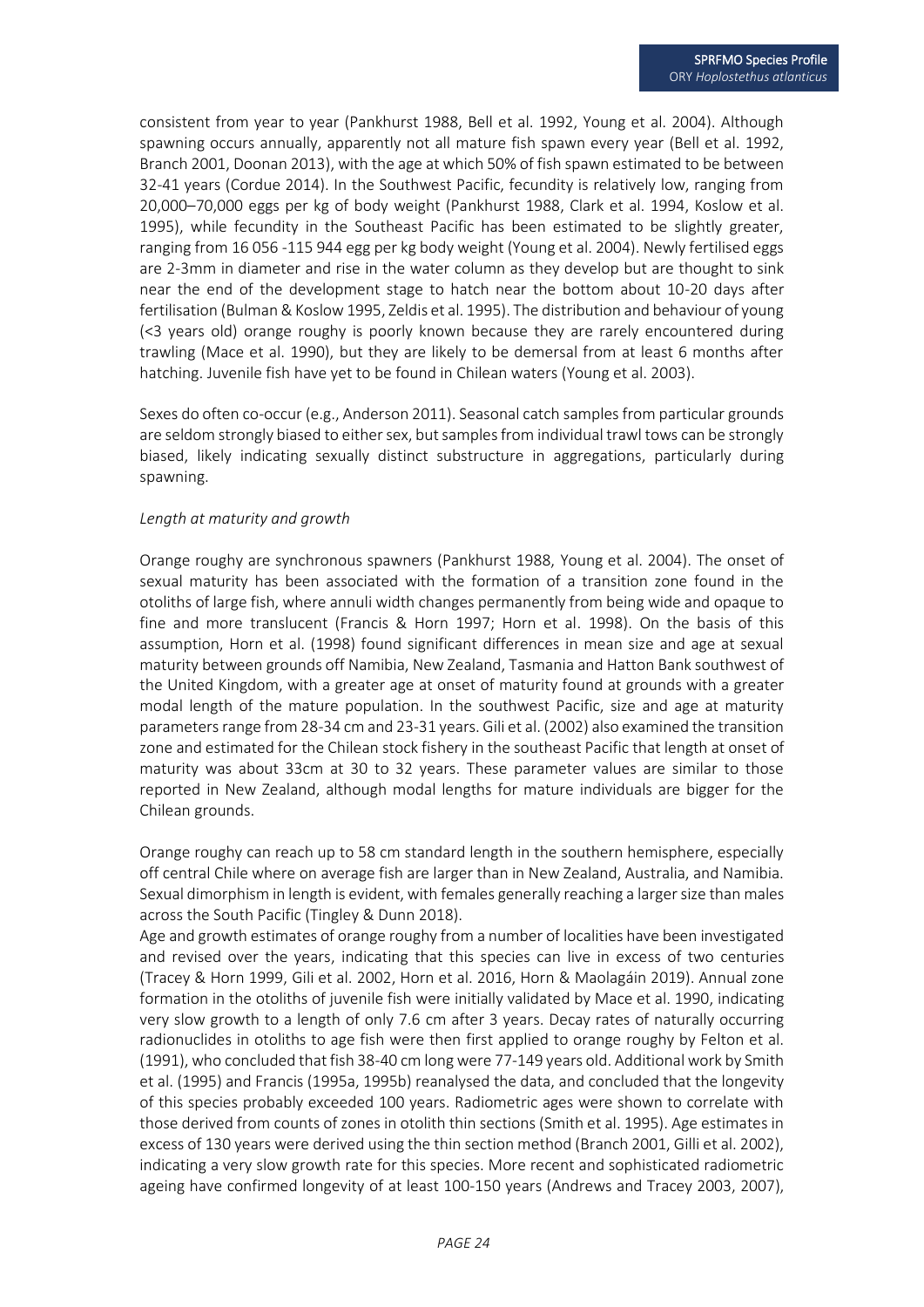consistent from year to year (Pankhurst 1988, Bell et al. 1992, Young et al. 2004). Although spawning occurs annually, apparently not all mature fish spawn every year (Bell et al. 1992, Branch 2001, Doonan 2013), with the age at which 50% of fish spawn estimated to be between 32-41 years (Cordue 2014). In the Southwest Pacific, fecundity is relatively low, ranging from 20,000–70,000 eggs per kg of body weight (Pankhurst 1988, Clark et al. 1994, Koslow et al. 1995), while fecundity in the Southeast Pacific has been estimated to be slightly greater, ranging from 16 056 -115 944 egg per kg body weight (Young et al. 2004). Newly fertilised eggs are 2-3mm in diameter and rise in the water column as they develop but are thought to sink near the end of the development stage to hatch near the bottom about 10-20 days after fertilisation (Bulman & Koslow 1995, Zeldis et al. 1995). The distribution and behaviour of young (<3 years old) orange roughy is poorly known because they are rarely encountered during trawling (Mace et al. 1990), but they are likely to be demersal from at least 6 months after hatching. Juvenile fish have yet to be found in Chilean waters (Young et al. 2003).

Sexes do often co-occur (e.g., Anderson 2011). Seasonal catch samples from particular grounds are seldom strongly biased to either sex, but samples from individual trawl tows can be strongly biased, likely indicating sexually distinct substructure in aggregations, particularly during spawning.

*Length at maturity and growth*

Orange roughy are synchronous spawners (Pankhurst 1988, Young et al. 2004). The onset of sexual maturity has been associated with the formation of a transition zone found in the otoliths of large fish, where annuli width changes permanently from being wide and opaque to fine and more translucent (Francis & Horn 1997; Horn et al. 1998). On the basis of this assumption, Horn et al. (1998) found significant differences in mean size and age at sexual maturity between grounds off Namibia, New Zealand, Tasmania and Hatton Bank southwest of the United Kingdom, with a greater age at onset of maturity found at grounds with a greater modal length of the mature population. In the southwest Pacific, size and age at maturity parameters range from 28-34 cm and 23-31 years. Gili et al. (2002) also examined the transition zone and estimated for the Chilean stock fishery in the southeast Pacific that length at onset of maturity was about 33cm at 30 to 32 years. These parameter values are similar to those reported in New Zealand, although modal lengths for mature individuals are bigger for the Chilean grounds.

Orange roughy can reach up to 58 cm standard length in the southern hemisphere, especially off central Chile where on average fish are larger than in New Zealand, Australia, and Namibia. Sexual dimorphism in length is evident, with females generally reaching a larger size than males across the South Pacific (Tingley & Dunn 2018).

Age and growth estimates of orange roughy from a number of localities have been investigated and revised over the years, indicating that this species can live in excess of two centuries (Tracey & Horn 1999, Gili et al. 2002, Horn et al. 2016, Horn & Maolagáin 2019). Annual zone formation in the otoliths of juvenile fish were initially validated by Mace et al. 1990, indicating very slow growth to a length of only 7.6 cm after 3 years. Decay rates of naturally occurring radionuclides in otoliths to age fish were then first applied to orange roughy by Felton et al. (1991), who concluded that fish 38-40 cm long were 77-149 years old. Additional work by Smith et al. (1995) and Francis (1995a, 1995b) reanalysed the data, and concluded that the longevity of this species probably exceeded 100 years. Radiometric ages were shown to correlate with those derived from counts of zones in otolith thin sections (Smith et al. 1995). Age estimates in excess of 130 years were derived using the thin section method (Branch 2001, Gilli et al. 2002), indicating a very slow growth rate for this species. More recent and sophisticated radiometric ageing have confirmed longevity of at least 100-150 years (Andrews and Tracey 2003, 2007),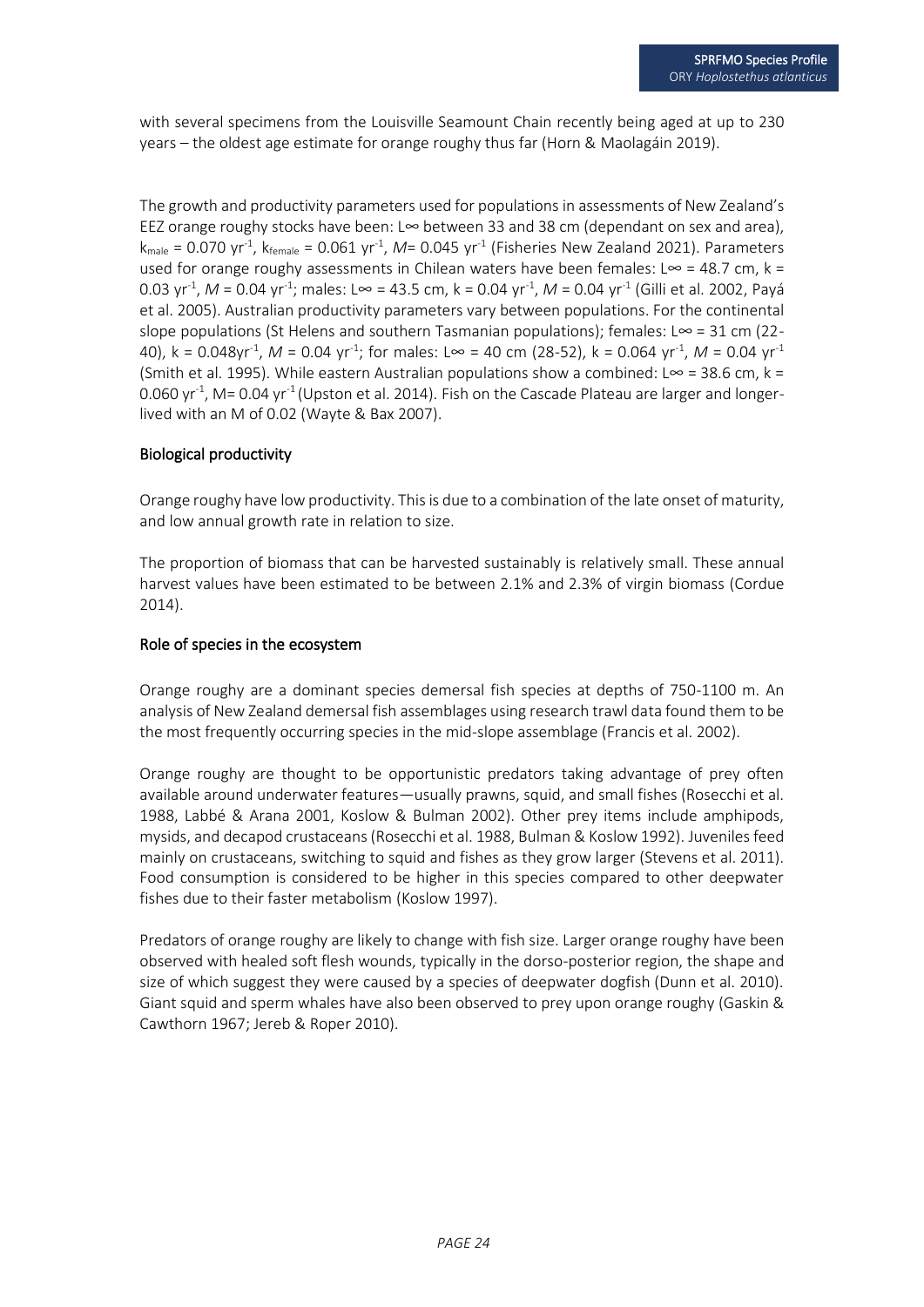with several specimens from the Louisville Seamount Chain recently being aged at up to 230 years – the oldest age estimate for orange roughy thus far (Horn & Maolagáin 2019).

The growth and productivity parameters used for populations in assessments of New Zealand's EEZ orange roughy stocks have been: $L_\infty$ between 33 and 38 cm (dependant on sex and area), $k_{male}$ = 0.070 $yr^{-1}$, $k_{female}$ = 0.061 $yr^{-1}$, $M$= 0.045 $yr^{-1}$ (Fisheries New Zealand 2021). Parameters used for orange roughy assessments in Chilean waters have been females: $L_\infty$ = 48.7 cm, k = 0.03 $yr^{-1}$, $M$ = 0.04 $yr^{-1}$; males: $L_\infty$ = 43.5 cm, k = 0.04 $yr^{-1}$, $M$ = 0.04 $yr^{-1}$ (Gilli et al. 2002, Payá et al. 2005). Australian productivity parameters vary between populations. For the continental slope populations (St Helens and southern Tasmanian populations); females: $L_\infty$ = 31 cm (22-40), k = 0.048$yr^{-1}$, $M$ = 0.04 $yr^{-1}$; for males: $L_\infty$ = 40 cm (28-52), k = 0.064 $yr^{-1}$, $M$ = 0.04 $yr^{-1}$ (Smith et al. 1995). While eastern Australian populations show a combined: $L_\infty$ = 38.6 cm, k = 0.060 $yr^{-1}$, M= 0.04 $yr^{-1}$ (Upston et al. 2014). Fish on the Cascade Plateau are larger and longer-lived with an M of 0.02 (Wayte & Bax 2007).

## Biological productivity

Orange roughy have low productivity. This is due to a combination of the late onset of maturity, and low annual growth rate in relation to size.

The proportion of biomass that can be harvested sustainably is relatively small. These annual harvest values have been estimated to be between 2.1% and 2.3% of virgin biomass (Cordue 2014).

## Role of species in the ecosystem

Orange roughy are a dominant species demersal fish species at depths of 750-1100 m. An analysis of New Zealand demersal fish assemblages using research trawl data found them to be the most frequently occurring species in the mid-slope assemblage (Francis et al. 2002).

Orange roughy are thought to be opportunistic predators taking advantage of prey often available around underwater features—usually prawns, squid, and small fishes (Rosecchi et al. 1988, Labbé & Arana 2001, Koslow & Bulman 2002). Other prey items include amphipods, mysids, and decapod crustaceans (Rosecchi et al. 1988, Bulman & Koslow 1992). Juveniles feed mainly on crustaceans, switching to squid and fishes as they grow larger (Stevens et al. 2011). Food consumption is considered to be higher in this species compared to other deepwater fishes due to their faster metabolism (Koslow 1997).

Predators of orange roughy are likely to change with fish size. Larger orange roughy have been observed with healed soft flesh wounds, typically in the dorso-posterior region, the shape and size of which suggest they were caused by a species of deepwater dogfish (Dunn et al. 2010). Giant squid and sperm whales have also been observed to prey upon orange roughy (Gaskin & Cawthorn 1967; Jereb & Roper 2010).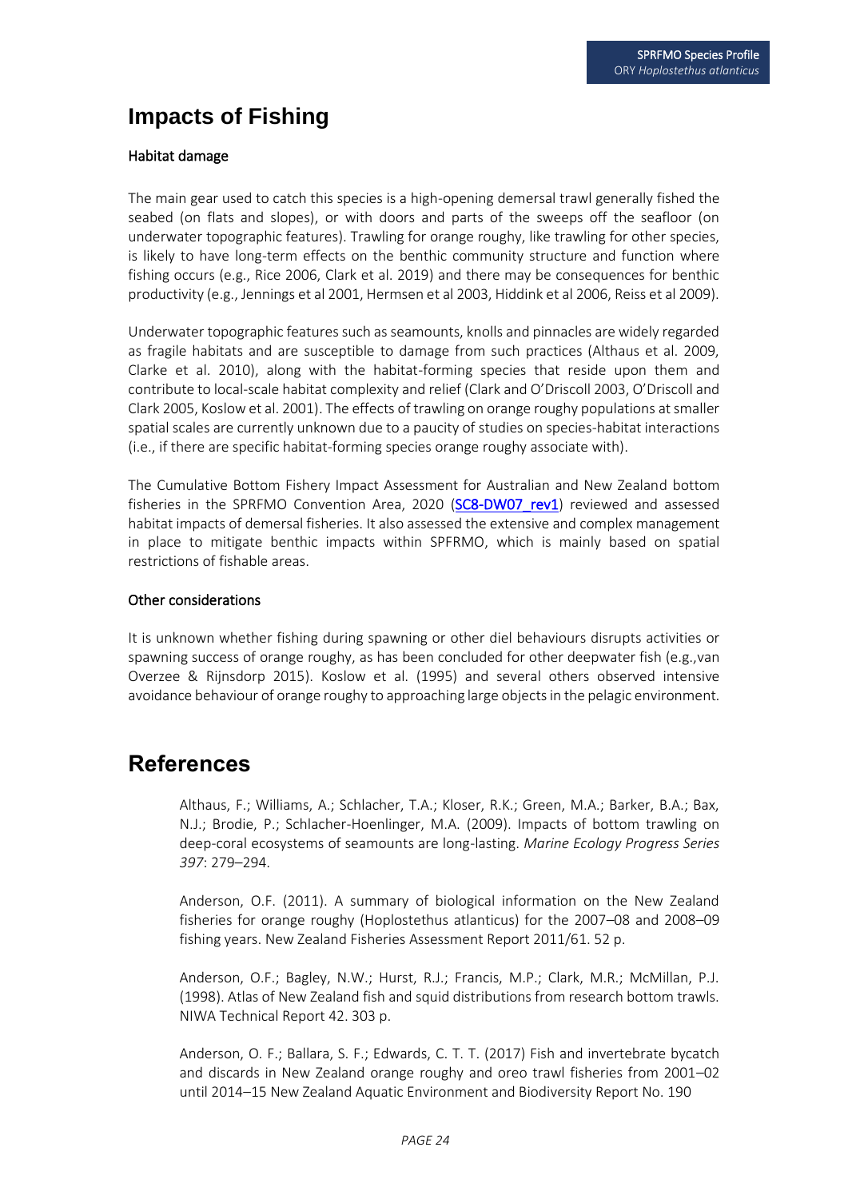# Impacts of Fishing

## Habitat damage

The main gear used to catch this species is a high-opening demersal trawl generally fished the seabed (on flats and slopes), or with doors and parts of the sweeps off the seafloor (on underwater topographic features). Trawling for orange roughy, like trawling for other species, is likely to have long-term effects on the benthic community structure and function where fishing occurs (e.g., Rice 2006, Clark et al. 2019) and there may be consequences for benthic productivity (e.g., Jennings et al 2001, Hermsen et al 2003, Hiddink et al 2006, Reiss et al 2009).

Underwater topographic features such as seamounts, knolls and pinnacles are widely regarded as fragile habitats and are susceptible to damage from such practices (Althaus et al. 2009, Clarke et al. 2010), along with the habitat-forming species that reside upon them and contribute to local-scale habitat complexity and relief (Clark and O'Driscoll 2003, O'Driscoll and Clark 2005, Koslow et al. 2001). The effects of trawling on orange roughy populations at smaller spatial scales are currently unknown due to a paucity of studies on species-habitat interactions (i.e., if there are specific habitat-forming species orange roughy associate with).

The Cumulative Bottom Fishery Impact Assessment for Australian and New Zealand bottom fisheries in the SPRFMO Convention Area, 2020 (SC8-DW07_rev1) reviewed and assessed habitat impacts of demersal fisheries. It also assessed the extensive and complex management in place to mitigate benthic impacts within SPFRMO, which is mainly based on spatial restrictions of fishable areas.

## Other considerations

It is unknown whether fishing during spawning or other diel behaviours disrupts activities or spawning success of orange roughy, as has been concluded for other deepwater fish (e.g.,van Overzee & Rijnsdorp 2015). Koslow et al. (1995) and several others observed intensive avoidance behaviour of orange roughy to approaching large objects in the pelagic environment.

# References

Althaus, F.; Williams, A.; Schlacher, T.A.; Kloser, R.K.; Green, M.A.; Barker, B.A.; Bax, N.J.; Brodie, P.; Schlacher-Hoenlinger, M.A. (2009). Impacts of bottom trawling on deep-coral ecosystems of seamounts are long-lasting. *Marine Ecology Progress Series 397*: 279–294.

Anderson, O.F. (2011). A summary of biological information on the New Zealand fisheries for orange roughy (Hoplostethus atlanticus) for the 2007–08 and 2008–09 fishing years. New Zealand Fisheries Assessment Report 2011/61. 52 p.

Anderson, O.F.; Bagley, N.W.; Hurst, R.J.; Francis, M.P.; Clark, M.R.; McMillan, P.J. (1998). Atlas of New Zealand fish and squid distributions from research bottom trawls. NIWA Technical Report 42. 303 p.

Anderson, O. F.; Ballara, S. F.; Edwards, C. T. T. (2017) Fish and invertebrate bycatch and discards in New Zealand orange roughy and oreo trawl fisheries from 2001–02 until 2014–15 New Zealand Aquatic Environment and Biodiversity Report No. 190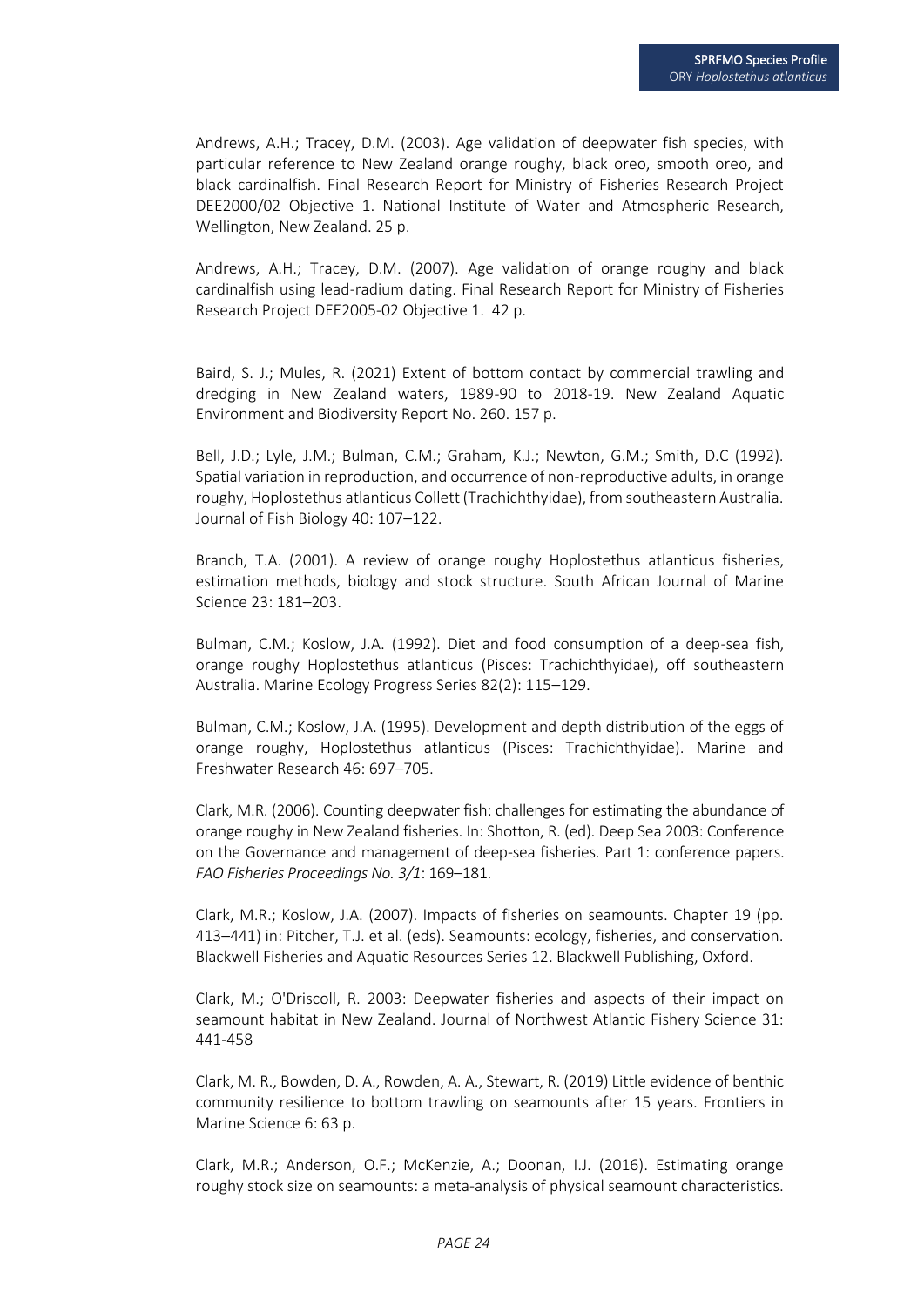Andrews, A.H.; Tracey, D.M. (2003). Age validation of deepwater fish species, with particular reference to New Zealand orange roughy, black oreo, smooth oreo, and black cardinalfish. Final Research Report for Ministry of Fisheries Research Project DEE2000/02 Objective 1. National Institute of Water and Atmospheric Research, Wellington, New Zealand. 25 p.

Andrews, A.H.; Tracey, D.M. (2007). Age validation of orange roughy and black cardinalfish using lead-radium dating. Final Research Report for Ministry of Fisheries Research Project DEE2005-02 Objective 1. 42 p.

Baird, S. J.; Mules, R. (2021) Extent of bottom contact by commercial trawling and dredging in New Zealand waters, 1989-90 to 2018-19. New Zealand Aquatic Environment and Biodiversity Report No. 260. 157 p.

Bell, J.D.; Lyle, J.M.; Bulman, C.M.; Graham, K.J.; Newton, G.M.; Smith, D.C (1992). Spatial variation in reproduction, and occurrence of non-reproductive adults, in orange roughy, Hoplostethus atlanticus Collett (Trachichthyidae), from southeastern Australia. Journal of Fish Biology 40: 107–122.

Branch, T.A. (2001). A review of orange roughy Hoplostethus atlanticus fisheries, estimation methods, biology and stock structure. South African Journal of Marine Science 23: 181–203.

Bulman, C.M.; Koslow, J.A. (1992). Diet and food consumption of a deep-sea fish, orange roughy Hoplostethus atlanticus (Pisces: Trachichthyidae), off southeastern Australia. Marine Ecology Progress Series 82(2): 115–129.

Bulman, C.M.; Koslow, J.A. (1995). Development and depth distribution of the eggs of orange roughy, Hoplostethus atlanticus (Pisces: Trachichthyidae). Marine and Freshwater Research 46: 697–705.

Clark, M.R. (2006). Counting deepwater fish: challenges for estimating the abundance of orange roughy in New Zealand fisheries. In: Shotton, R. (ed). Deep Sea 2003: Conference on the Governance and management of deep-sea fisheries. Part 1: conference papers. *FAO Fisheries Proceedings No. 3/1*: 169–181.

Clark, M.R.; Koslow, J.A. (2007). Impacts of fisheries on seamounts. Chapter 19 (pp. 413–441) in: Pitcher, T.J. et al. (eds). Seamounts: ecology, fisheries, and conservation. Blackwell Fisheries and Aquatic Resources Series 12. Blackwell Publishing, Oxford.

Clark, M.; O'Driscoll, R. 2003: Deepwater fisheries and aspects of their impact on seamount habitat in New Zealand. Journal of Northwest Atlantic Fishery Science 31: 441-458

Clark, M. R., Bowden, D. A., Rowden, A. A., Stewart, R. (2019) Little evidence of benthic community resilience to bottom trawling on seamounts after 15 years. Frontiers in Marine Science 6: 63 p.

Clark, M.R.; Anderson, O.F.; McKenzie, A.; Doonan, I.J. (2016). Estimating orange roughy stock size on seamounts: a meta-analysis of physical seamount characteristics.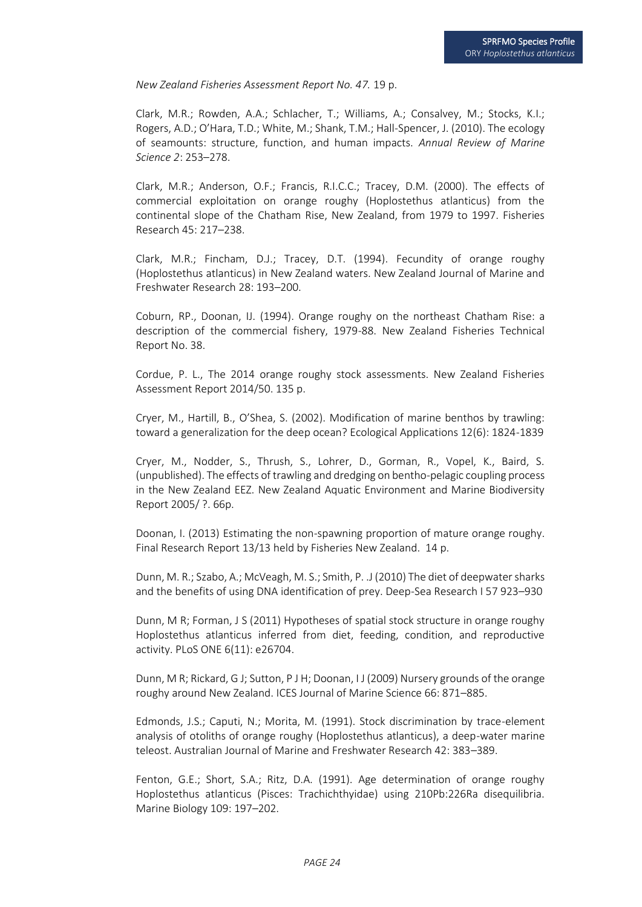*New Zealand Fisheries Assessment Report No. 47.* 19 p.

Clark, M.R.; Rowden, A.A.; Schlacher, T.; Williams, A.; Consalvey, M.; Stocks, K.I.; Rogers, A.D.; O'Hara, T.D.; White, M.; Shank, T.M.; Hall-Spencer, J. (2010). The ecology of seamounts: structure, function, and human impacts. *Annual Review of Marine Science 2*: 253–278.

Clark, M.R.; Anderson, O.F.; Francis, R.I.C.C.; Tracey, D.M. (2000). The effects of commercial exploitation on orange roughy (Hoplostethus atlanticus) from the continental slope of the Chatham Rise, New Zealand, from 1979 to 1997. Fisheries Research 45: 217–238.

Clark, M.R.; Fincham, D.J.; Tracey, D.T. (1994). Fecundity of orange roughy (Hoplostethus atlanticus) in New Zealand waters. New Zealand Journal of Marine and Freshwater Research 28: 193–200.

Coburn, RP., Doonan, IJ. (1994). Orange roughy on the northeast Chatham Rise: a description of the commercial fishery, 1979-88. New Zealand Fisheries Technical Report No. 38.

Cordue, P. L., The 2014 orange roughy stock assessments. New Zealand Fisheries Assessment Report 2014/50. 135 p.

Cryer, M., Hartill, B., O'Shea, S. (2002). Modification of marine benthos by trawling: toward a generalization for the deep ocean? Ecological Applications 12(6): 1824-1839

Cryer, M., Nodder, S., Thrush, S., Lohrer, D., Gorman, R., Vopel, K., Baird, S. (unpublished). The effects of trawling and dredging on bentho-pelagic coupling process in the New Zealand EEZ. New Zealand Aquatic Environment and Marine Biodiversity Report 2005/ ?. 66p.

Doonan, I. (2013) Estimating the non-spawning proportion of mature orange roughy. Final Research Report 13/13 held by Fisheries New Zealand. 14 p.

Dunn, M. R.; Szabo, A.; McVeagh, M. S.; Smith, P. .J (2010) The diet of deepwater sharks and the benefits of using DNA identification of prey. Deep-Sea Research I 57 923–930

Dunn, M R; Forman, J S (2011) Hypotheses of spatial stock structure in orange roughy Hoplostethus atlanticus inferred from diet, feeding, condition, and reproductive activity. PLoS ONE 6(11): e26704.

Dunn, M R; Rickard, G J; Sutton, P J H; Doonan, I J (2009) Nursery grounds of the orange roughy around New Zealand. ICES Journal of Marine Science 66: 871–885.

Edmonds, J.S.; Caputi, N.; Morita, M. (1991). Stock discrimination by trace-element analysis of otoliths of orange roughy (Hoplostethus atlanticus), a deep-water marine teleost. Australian Journal of Marine and Freshwater Research 42: 383–389.

Fenton, G.E.; Short, S.A.; Ritz, D.A. (1991). Age determination of orange roughy Hoplostethus atlanticus (Pisces: Trachichthyidae) using 210Pb:226Ra disequilibria. Marine Biology 109: 197–202.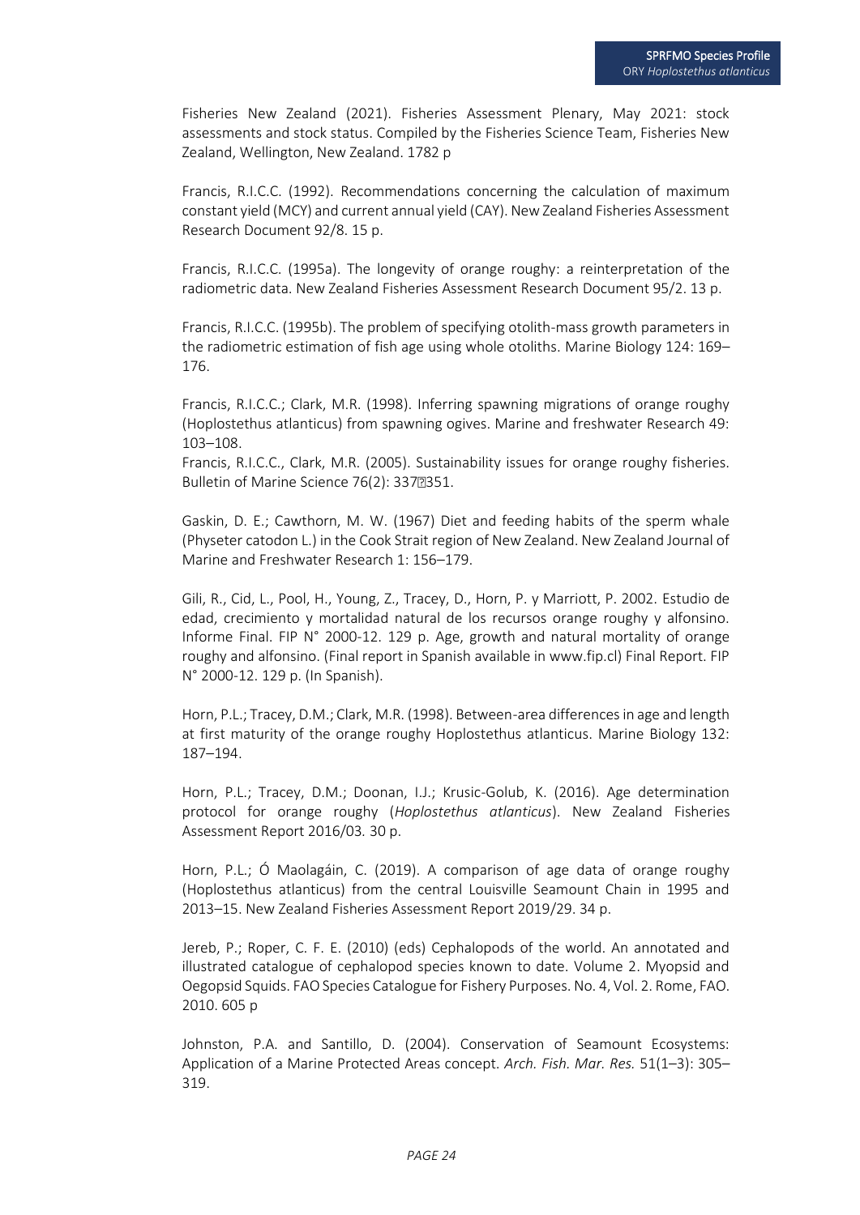Fisheries New Zealand (2021). Fisheries Assessment Plenary, May 2021: stock assessments and stock status. Compiled by the Fisheries Science Team, Fisheries New Zealand, Wellington, New Zealand. 1782 p

Francis, R.I.C.C. (1992). Recommendations concerning the calculation of maximum constant yield (MCY) and current annual yield (CAY). New Zealand Fisheries Assessment Research Document 92/8. 15 p.

Francis, R.I.C.C. (1995a). The longevity of orange roughy: a reinterpretation of the radiometric data. New Zealand Fisheries Assessment Research Document 95/2. 13 p.

Francis, R.I.C.C. (1995b). The problem of specifying otolith-mass growth parameters in the radiometric estimation of fish age using whole otoliths. Marine Biology 124: 169–176.

Francis, R.I.C.C.; Clark, M.R. (1998). Inferring spawning migrations of orange roughy (Hoplostethus atlanticus) from spawning ogives. Marine and freshwater Research 49: 103–108.
Francis, R.I.C.C., Clark, M.R. (2005). Sustainability issues for orange roughy fisheries. Bulletin of Marine Science 76(2): 337–351.

Gaskin, D. E.; Cawthorn, M. W. (1967) Diet and feeding habits of the sperm whale (Physeter catodon L.) in the Cook Strait region of New Zealand. New Zealand Journal of Marine and Freshwater Research 1: 156–179.

Gili, R., Cid, L., Pool, H., Young, Z., Tracey, D., Horn, P. y Marriott, P. 2002. Estudio de edad, crecimiento y mortalidad natural de los recursos orange roughy y alfonsino. Informe Final. FIP N° 2000-12. 129 p. Age, growth and natural mortality of orange roughy and alfonsino. (Final report in Spanish available in www.fip.cl) Final Report. FIP N° 2000-12. 129 p. (In Spanish).

Horn, P.L.; Tracey, D.M.; Clark, M.R. (1998). Between-area differences in age and length at first maturity of the orange roughy Hoplostethus atlanticus. Marine Biology 132: 187–194.

Horn, P.L.; Tracey, D.M.; Doonan, I.J.; Krusic-Golub, K. (2016). Age determination protocol for orange roughy (*Hoplostethus atlanticus*). New Zealand Fisheries Assessment Report 2016/03. 30 p.

Horn, P.L.; Ó Maolagáin, C. (2019). A comparison of age data of orange roughy (Hoplostethus atlanticus) from the central Louisville Seamount Chain in 1995 and 2013–15. New Zealand Fisheries Assessment Report 2019/29. 34 p.

Jereb, P.; Roper, C. F. E. (2010) (eds) Cephalopods of the world. An annotated and illustrated catalogue of cephalopod species known to date. Volume 2. Myopsid and Oegopsid Squids. FAO Species Catalogue for Fishery Purposes. No. 4, Vol. 2. Rome, FAO. 2010. 605 p

Johnston, P.A. and Santillo, D. (2004). Conservation of Seamount Ecosystems: Application of a Marine Protected Areas concept. *Arch. Fish. Mar. Res.* 51(1–3): 305–319.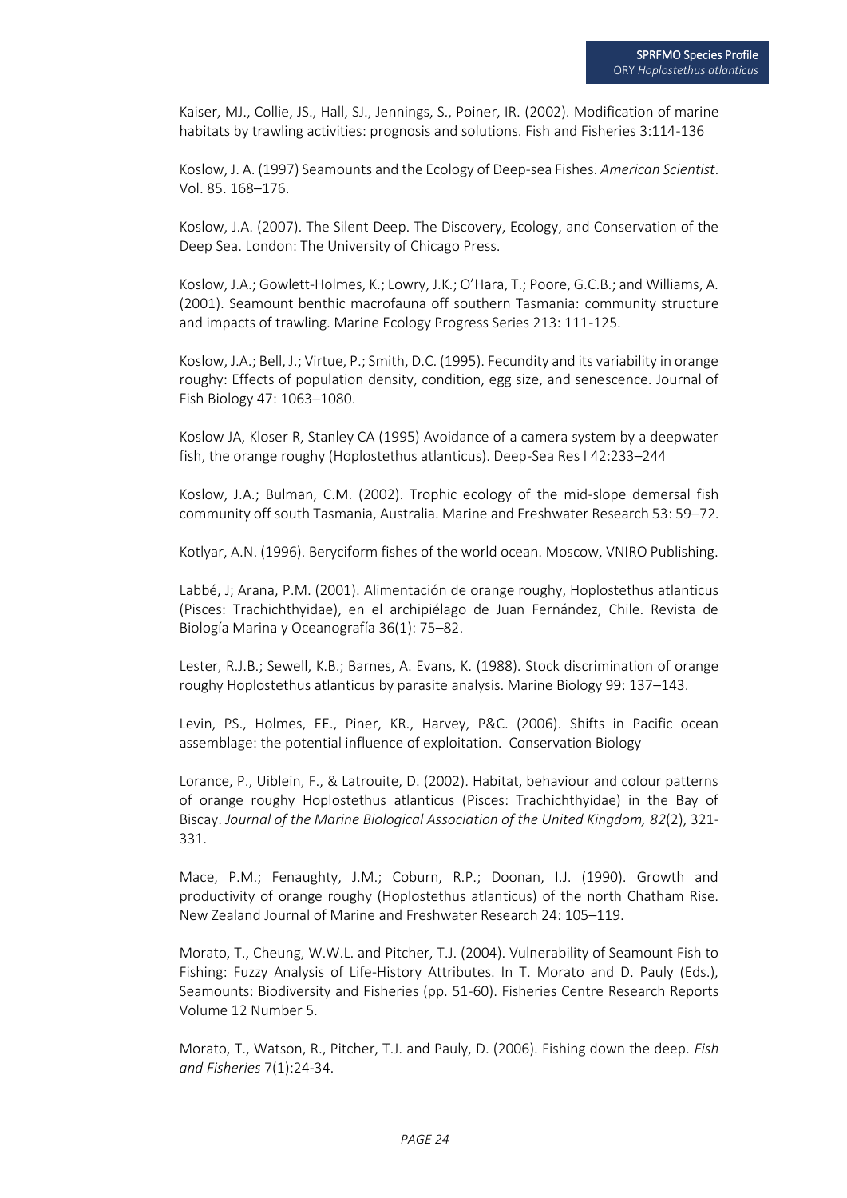Kaiser, MJ., Collie, JS., Hall, SJ., Jennings, S., Poiner, IR. (2002). Modification of marine habitats by trawling activities: prognosis and solutions. Fish and Fisheries 3:114-136

Koslow, J. A. (1997) Seamounts and the Ecology of Deep-sea Fishes. *American Scientist*. Vol. 85. 168–176.

Koslow, J.A. (2007). The Silent Deep. The Discovery, Ecology, and Conservation of the Deep Sea. London: The University of Chicago Press.

Koslow, J.A.; Gowlett-Holmes, K.; Lowry, J.K.; O'Hara, T.; Poore, G.C.B.; and Williams, A. (2001). Seamount benthic macrofauna off southern Tasmania: community structure and impacts of trawling. Marine Ecology Progress Series 213: 111-125.

Koslow, J.A.; Bell, J.; Virtue, P.; Smith, D.C. (1995). Fecundity and its variability in orange roughy: Effects of population density, condition, egg size, and senescence. Journal of Fish Biology 47: 1063–1080.

Koslow JA, Kloser R, Stanley CA (1995) Avoidance of a camera system by a deepwater fish, the orange roughy (Hoplostethus atlanticus). Deep-Sea Res I 42:233–244

Koslow, J.A.; Bulman, C.M. (2002). Trophic ecology of the mid-slope demersal fish community off south Tasmania, Australia. Marine and Freshwater Research 53: 59–72.

Kotlyar, A.N. (1996). Beryciform fishes of the world ocean. Moscow, VNIRO Publishing.

Labbé, J; Arana, P.M. (2001). Alimentación de orange roughy, Hoplostethus atlanticus (Pisces: Trachichthyidae), en el archipiélago de Juan Fernández, Chile. Revista de Biología Marina y Oceanografía 36(1): 75–82.

Lester, R.J.B.; Sewell, K.B.; Barnes, A. Evans, K. (1988). Stock discrimination of orange roughy Hoplostethus atlanticus by parasite analysis. Marine Biology 99: 137–143.

Levin, PS., Holmes, EE., Piner, KR., Harvey, P&C. (2006). Shifts in Pacific ocean assemblage: the potential influence of exploitation. Conservation Biology

Lorance, P., Uiblein, F., & Latrouite, D. (2002). Habitat, behaviour and colour patterns of orange roughy Hoplostethus atlanticus (Pisces: Trachichthyidae) in the Bay of Biscay. *Journal of the Marine Biological Association of the United Kingdom, 82*(2), 321-331.

Mace, P.M.; Fenaughty, J.M.; Coburn, R.P.; Doonan, I.J. (1990). Growth and productivity of orange roughy (Hoplostethus atlanticus) of the north Chatham Rise. New Zealand Journal of Marine and Freshwater Research 24: 105–119.

Morato, T., Cheung, W.W.L. and Pitcher, T.J. (2004). Vulnerability of Seamount Fish to Fishing: Fuzzy Analysis of Life-History Attributes. In T. Morato and D. Pauly (Eds.), Seamounts: Biodiversity and Fisheries (pp. 51-60). Fisheries Centre Research Reports Volume 12 Number 5.

Morato, T., Watson, R., Pitcher, T.J. and Pauly, D. (2006). Fishing down the deep. *Fish and Fisheries* 7(1):24-34.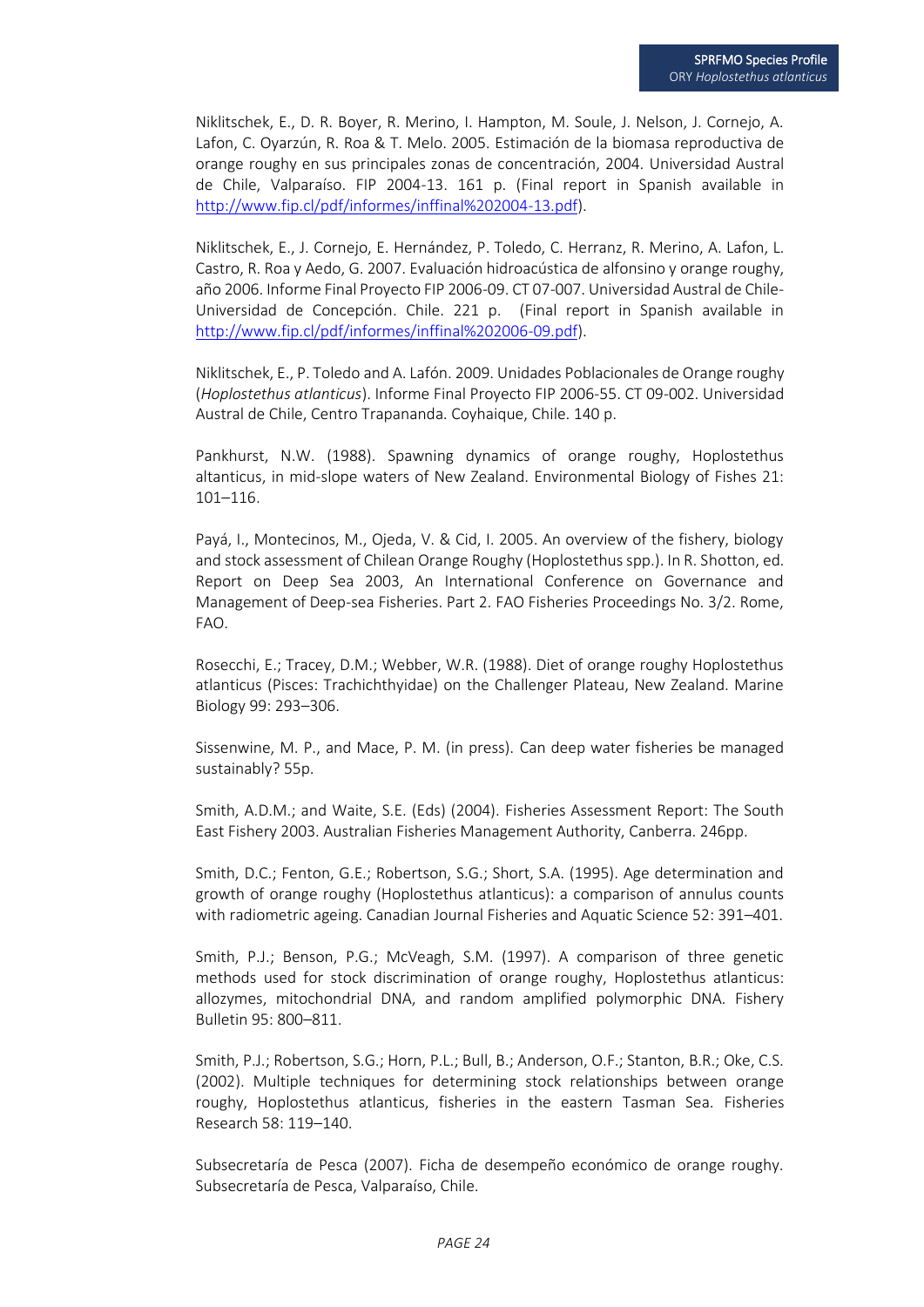Niklitschek, E., D. R. Boyer, R. Merino, I. Hampton, M. Soule, J. Nelson, J. Cornejo, A. Lafon, C. Oyarzún, R. Roa & T. Melo. 2005. Estimación de la biomasa reproductiva de orange roughy en sus principales zonas de concentración, 2004. Universidad Austral de Chile, Valparaíso. FIP 2004-13. 161 p. (Final report in Spanish available in http://www.fip.cl/pdf/informes/inffinal%202004-13.pdf).

Niklitschek, E., J. Cornejo, E. Hernández, P. Toledo, C. Herranz, R. Merino, A. Lafon, L. Castro, R. Roa y Aedo, G. 2007. Evaluación hidroacústica de alfonsino y orange roughy, año 2006. Informe Final Proyecto FIP 2006-09. CT 07-007. Universidad Austral de Chile-Universidad de Concepción. Chile. 221 p. (Final report in Spanish available in http://www.fip.cl/pdf/informes/inffinal%202006-09.pdf).

Niklitschek, E., P. Toledo and A. Lafón. 2009. Unidades Poblacionales de Orange roughy (*Hoplostethus atlanticus*). Informe Final Proyecto FIP 2006-55. CT 09-002. Universidad Austral de Chile, Centro Trapananda. Coyhaique, Chile. 140 p.

Pankhurst, N.W. (1988). Spawning dynamics of orange roughy, Hoplostethus altanticus, in mid-slope waters of New Zealand. Environmental Biology of Fishes 21: 101–116.

Payá, I., Montecinos, M., Ojeda, V. & Cid, I. 2005. An overview of the fishery, biology and stock assessment of Chilean Orange Roughy (Hoplostethus spp.). In R. Shotton, ed. Report on Deep Sea 2003, An International Conference on Governance and Management of Deep-sea Fisheries. Part 2. FAO Fisheries Proceedings No. 3/2. Rome, FAO.

Rosecchi, E.; Tracey, D.M.; Webber, W.R. (1988). Diet of orange roughy Hoplostethus atlanticus (Pisces: Trachichthyidae) on the Challenger Plateau, New Zealand. Marine Biology 99: 293–306.

Sissenwine, M. P., and Mace, P. M. (in press). Can deep water fisheries be managed sustainably? 55p.

Smith, A.D.M.; and Waite, S.E. (Eds) (2004). Fisheries Assessment Report: The South East Fishery 2003. Australian Fisheries Management Authority, Canberra. 246pp.

Smith, D.C.; Fenton, G.E.; Robertson, S.G.; Short, S.A. (1995). Age determination and growth of orange roughy (Hoplostethus atlanticus): a comparison of annulus counts with radiometric ageing. Canadian Journal Fisheries and Aquatic Science 52: 391–401.

Smith, P.J.; Benson, P.G.; McVeagh, S.M. (1997). A comparison of three genetic methods used for stock discrimination of orange roughy, Hoplostethus atlanticus: allozymes, mitochondrial DNA, and random amplified polymorphic DNA. Fishery Bulletin 95: 800–811.

Smith, P.J.; Robertson, S.G.; Horn, P.L.; Bull, B.; Anderson, O.F.; Stanton, B.R.; Oke, C.S. (2002). Multiple techniques for determining stock relationships between orange roughy, Hoplostethus atlanticus, fisheries in the eastern Tasman Sea. Fisheries Research 58: 119–140.

Subsecretaría de Pesca (2007). Ficha de desempeño económico de orange roughy. Subsecretaría de Pesca, Valparaíso, Chile.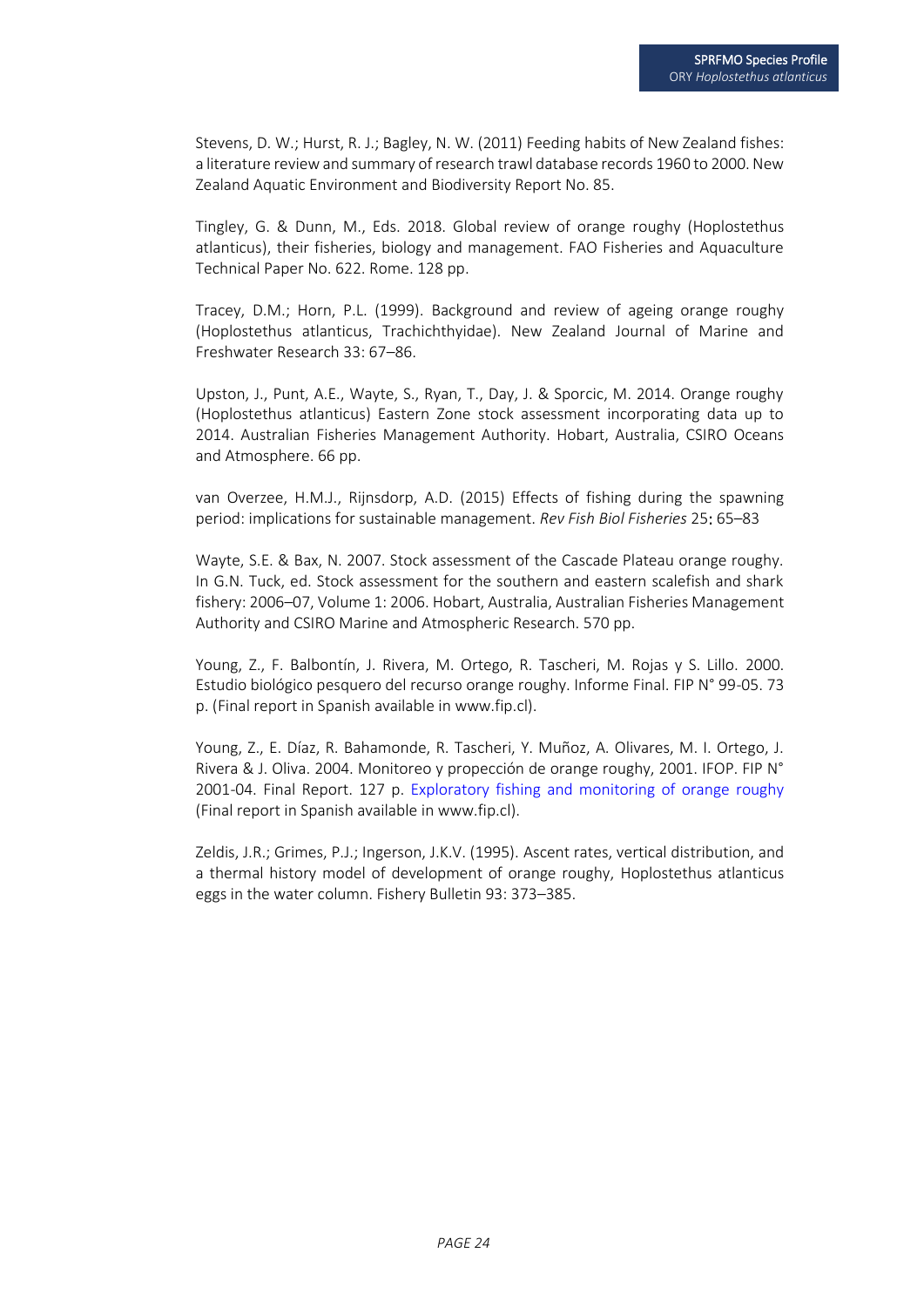Stevens, D. W.; Hurst, R. J.; Bagley, N. W. (2011) Feeding habits of New Zealand fishes: a literature review and summary of research trawl database records 1960 to 2000. New Zealand Aquatic Environment and Biodiversity Report No. 85.

Tingley, G. & Dunn, M., Eds. 2018. Global review of orange roughy (Hoplostethus atlanticus), their fisheries, biology and management. FAO Fisheries and Aquaculture Technical Paper No. 622. Rome. 128 pp.

Tracey, D.M.; Horn, P.L. (1999). Background and review of ageing orange roughy (Hoplostethus atlanticus, Trachichthyidae). New Zealand Journal of Marine and Freshwater Research 33: 67–86.

Upston, J., Punt, A.E., Wayte, S., Ryan, T., Day, J. & Sporcic, M. 2014. Orange roughy (Hoplostethus atlanticus) Eastern Zone stock assessment incorporating data up to 2014. Australian Fisheries Management Authority. Hobart, Australia, CSIRO Oceans and Atmosphere. 66 pp.

van Overzee, H.M.J., Rijnsdorp, A.D. (2015) Effects of fishing during the spawning period: implications for sustainable management. *Rev Fish Biol Fisheries* 25: 65–83

Wayte, S.E. & Bax, N. 2007. Stock assessment of the Cascade Plateau orange roughy. In G.N. Tuck, ed. Stock assessment for the southern and eastern scalefish and shark fishery: 2006–07, Volume 1: 2006. Hobart, Australia, Australian Fisheries Management Authority and CSIRO Marine and Atmospheric Research. 570 pp.

Young, Z., F. Balbontín, J. Rivera, M. Ortego, R. Tascheri, M. Rojas y S. Lillo. 2000. Estudio biológico pesquero del recurso orange roughy. Informe Final. FIP N° 99-05. 73 p. (Final report in Spanish available in www.fip.cl).

Young, Z., E. Díaz, R. Bahamonde, R. Tascheri, Y. Muñoz, A. Olivares, M. I. Ortego, J. Rivera & J. Oliva. 2004. Monitoreo y propección de orange roughy, 2001. IFOP. FIP N° 2001-04. Final Report. 127 p. Exploratory fishing and monitoring of orange roughy (Final report in Spanish available in www.fip.cl).

Zeldis, J.R.; Grimes, P.J.; Ingerson, J.K.V. (1995). Ascent rates, vertical distribution, and a thermal history model of development of orange roughy, Hoplostethus atlanticus eggs in the water column. Fishery Bulletin 93: 373–385.